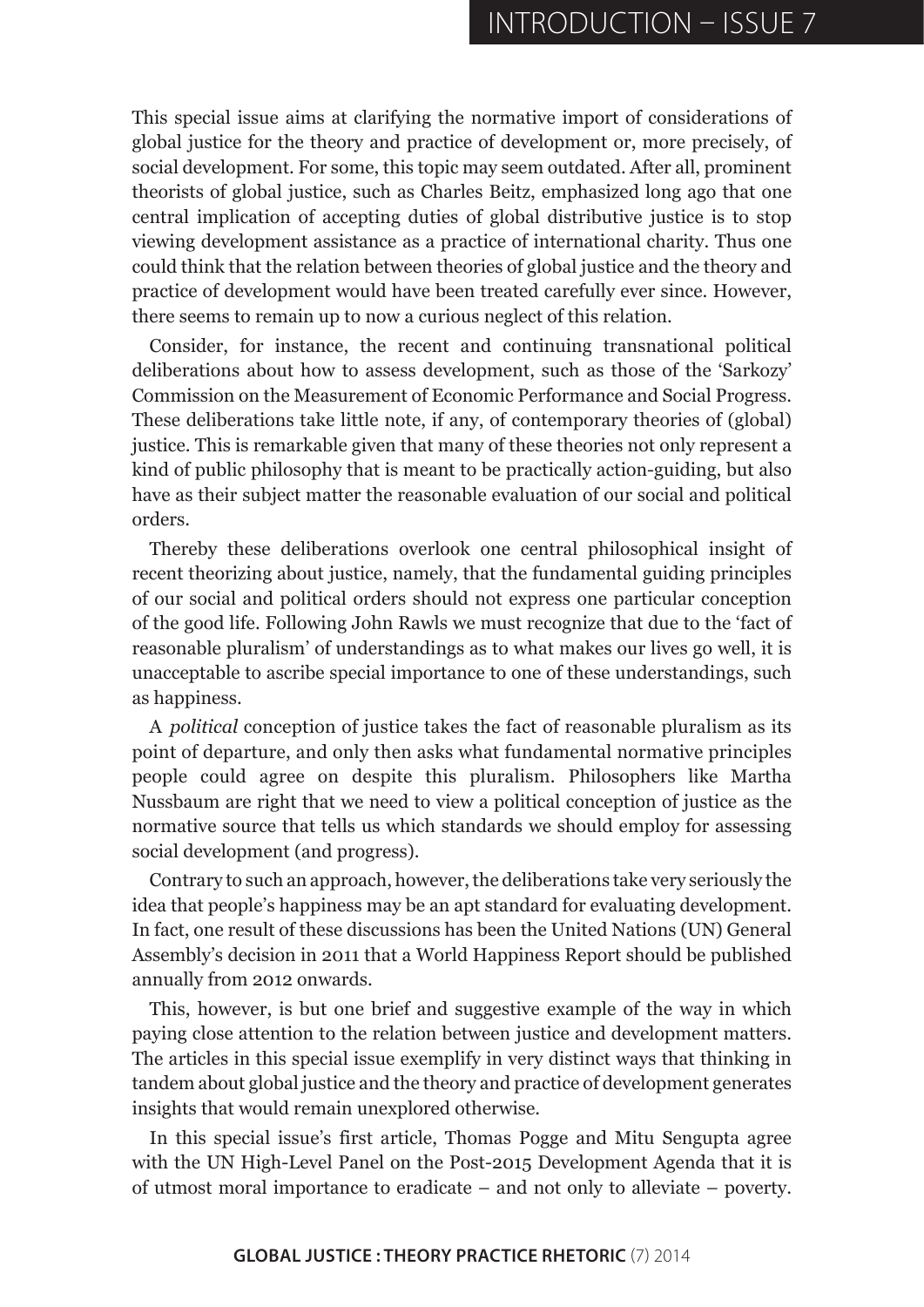This special issue aims at clarifying the normative import of considerations of global justice for the theory and practice of development or, more precisely, of social development. For some, this topic may seem outdated. After all, prominent theorists of global justice, such as Charles Beitz, emphasized long ago that one central implication of accepting duties of global distributive justice is to stop viewing development assistance as a practice of international charity. Thus one could think that the relation between theories of global justice and the theory and practice of development would have been treated carefully ever since. However, there seems to remain up to now a curious neglect of this relation.

Consider, for instance, the recent and continuing transnational political deliberations about how to assess development, such as those of the 'Sarkozy' Commission on the Measurement of Economic Performance and Social Progress. These deliberations take little note, if any, of contemporary theories of (global) justice. This is remarkable given that many of these theories not only represent a kind of public philosophy that is meant to be practically action-guiding, but also have as their subject matter the reasonable evaluation of our social and political orders.

Thereby these deliberations overlook one central philosophical insight of recent theorizing about justice, namely, that the fundamental guiding principles of our social and political orders should not express one particular conception of the good life. Following John Rawls we must recognize that due to the 'fact of reasonable pluralism' of understandings as to what makes our lives go well, it is unacceptable to ascribe special importance to one of these understandings, such as happiness.

A *political* conception of justice takes the fact of reasonable pluralism as its point of departure, and only then asks what fundamental normative principles people could agree on despite this pluralism. Philosophers like Martha Nussbaum are right that we need to view a political conception of justice as the normative source that tells us which standards we should employ for assessing social development (and progress).

Contrary to such an approach, however, the deliberations take very seriously the idea that people's happiness may be an apt standard for evaluating development. In fact, one result of these discussions has been the United Nations (UN) General Assembly's decision in 2011 that a World Happiness Report should be published annually from 2012 onwards.

This, however, is but one brief and suggestive example of the way in which paying close attention to the relation between justice and development matters. The articles in this special issue exemplify in very distinct ways that thinking in tandem about global justice and the theory and practice of development generates insights that would remain unexplored otherwise.

In this special issue's first article, Thomas Pogge and Mitu Sengupta agree with the UN High-Level Panel on the Post-2015 Development Agenda that it is of utmost moral importance to eradicate – and not only to alleviate – poverty.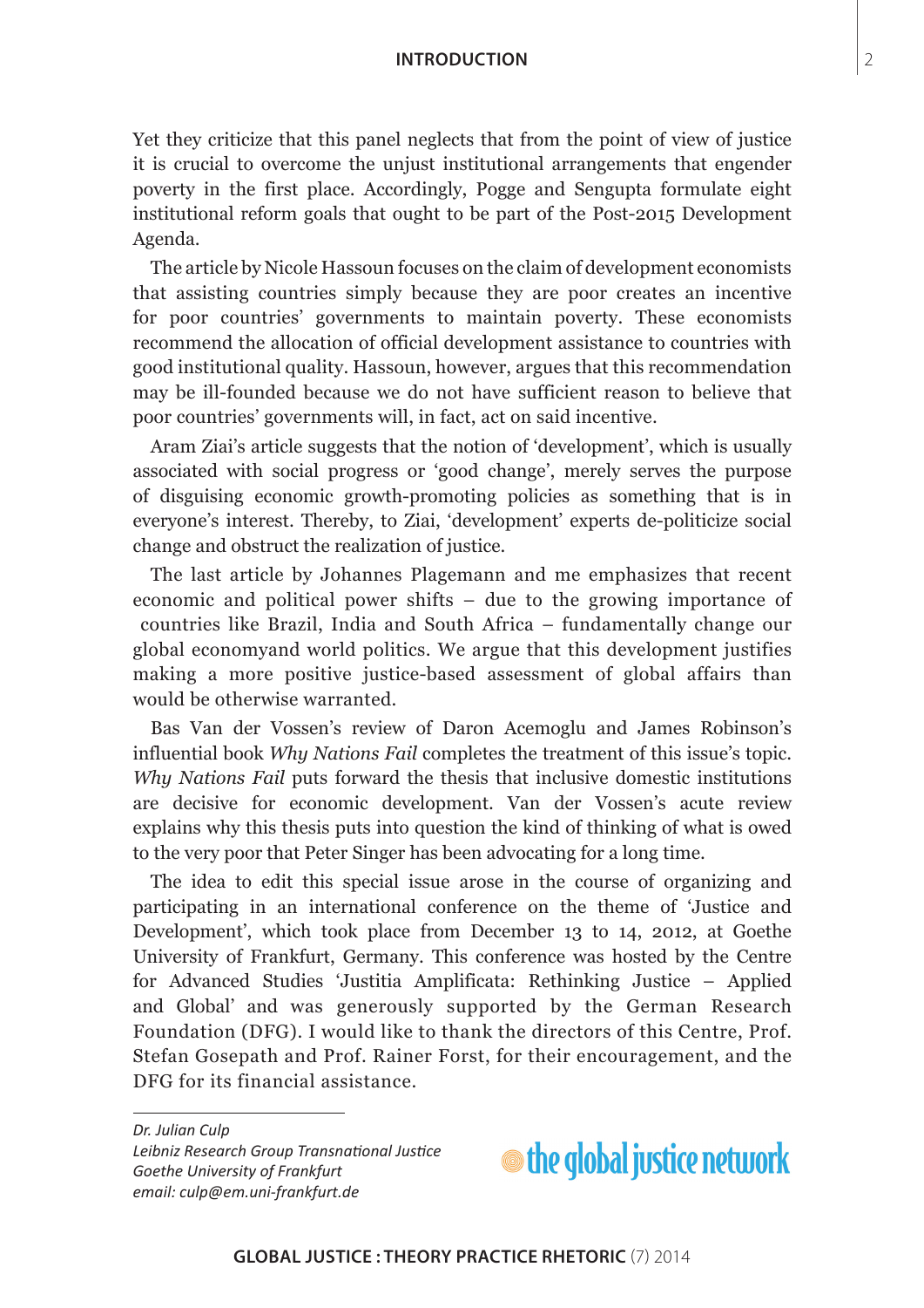Yet they criticize that this panel neglects that from the point of view of justice it is crucial to overcome the unjust institutional arrangements that engender poverty in the first place. Accordingly, Pogge and Sengupta formulate eight institutional reform goals that ought to be part of the Post-2015 Development Agenda.

The article by Nicole Hassoun focuses on the claim of development economists that assisting countries simply because they are poor creates an incentive for poor countries' governments to maintain poverty. These economists recommend the allocation of official development assistance to countries with good institutional quality. Hassoun, however, argues that this recommendation may be ill-founded because we do not have sufficient reason to believe that poor countries' governments will, in fact, act on said incentive.

Aram Ziai's article suggests that the notion of 'development', which is usually associated with social progress or 'good change', merely serves the purpose of disguising economic growth-promoting policies as something that is in everyone's interest. Thereby, to Ziai, 'development' experts de-politicize social change and obstruct the realization of justice.

The last article by Johannes Plagemann and me emphasizes that recent economic and political power shifts – due to the growing importance of countries like Brazil, India and South Africa – fundamentally change our global economyand world politics. We argue that this development justifies making a more positive justice-based assessment of global affairs than would be otherwise warranted.

Bas Van der Vossen's review of Daron Acemoglu and James Robinson's influential book *Why Nations Fail* completes the treatment of this issue's topic. *Why Nations Fail* puts forward the thesis that inclusive domestic institutions are decisive for economic development. Van der Vossen's acute review explains why this thesis puts into question the kind of thinking of what is owed to the very poor that Peter Singer has been advocating for a long time.

The idea to edit this special issue arose in the course of organizing and participating in an international conference on the theme of 'Justice and Development', which took place from December 13 to 14, 2012, at Goethe University of Frankfurt, Germany. This conference was hosted by the Centre for Advanced Studies 'Justitia Amplificata: Rethinking Justice – Applied and Global' and was generously supported by the German Research Foundation (DFG). I would like to thank the directors of this Centre, Prof. Stefan Gosepath and Prof. Rainer Forst, for their encouragement, and the DFG for its financial assistance.

*Dr. Julian Culp*
*Leibniz Research Group Transnational Justice*
*Goethe University of Frankfurt*
*email: culp@em.uni-frankfurt.de*